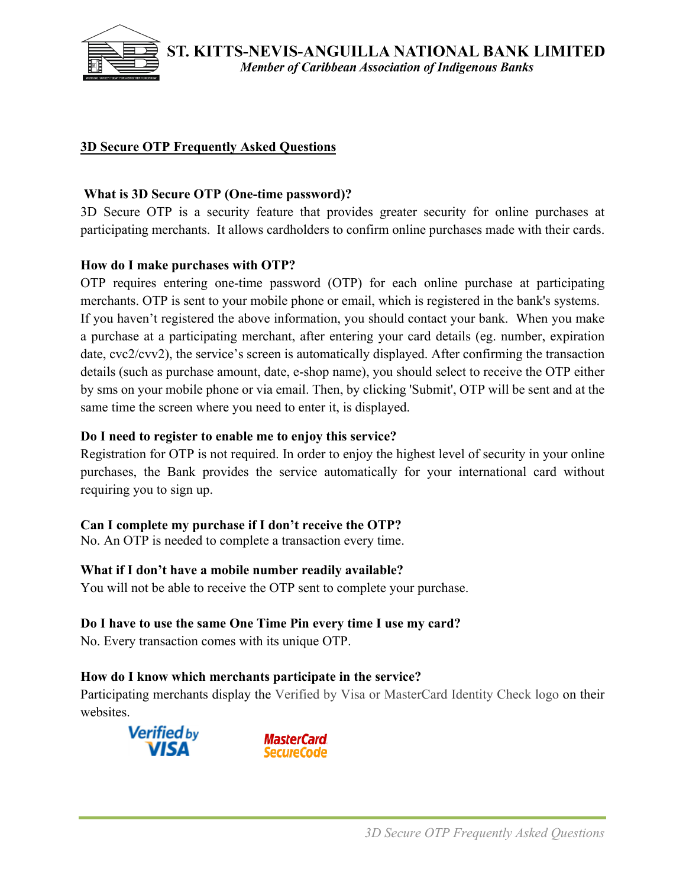# ST. KITTS-NEVIS-ANGUILLA NATIONAL BANK LIMITED

*Member of Caribbean Association of Indigenous Banks*

## 3D Secure OTP Frequently Asked Questions

**What is 3D Secure OTP (One-time password)?**

3D Secure OTP is a security feature that provides greater security for online purchases at participating merchants. It allows cardholders to confirm online purchases made with their cards.

**How do I make purchases with OTP?**

OTP requires entering one-time password (OTP) for each online purchase at participating merchants. OTP is sent to your mobile phone or email, which is registered in the bank's systems. If you haven't registered the above information, you should contact your bank. When you make a purchase at a participating merchant, after entering your card details (eg. number, expiration date, cvc2/cvv2), the service's screen is automatically displayed. After confirming the transaction details (such as purchase amount, date, e-shop name), you should select to receive the OTP either by sms on your mobile phone or via email. Then, by clicking 'Submit', OTP will be sent and at the same time the screen where you need to enter it, is displayed.

**Do I need to register to enable me to enjoy this service?**

Registration for OTP is not required. In order to enjoy the highest level of security in your online purchases, the Bank provides the service automatically for your international card without requiring you to sign up.

**Can I complete my purchase if I don't receive the OTP?**

No. An OTP is needed to complete a transaction every time.

**What if I don't have a mobile number readily available?**

You will not be able to receive the OTP sent to complete your purchase.

**Do I have to use the same One Time Pin every time I use my card?**

No. Every transaction comes with its unique OTP.

**How do I know which merchants participate in the service?**

Participating merchants display the Verified by Visa or MasterCard Identity Check logo on their websites.

Verified by VISA &nbsp;&nbsp;&nbsp; MasterCard SecureCode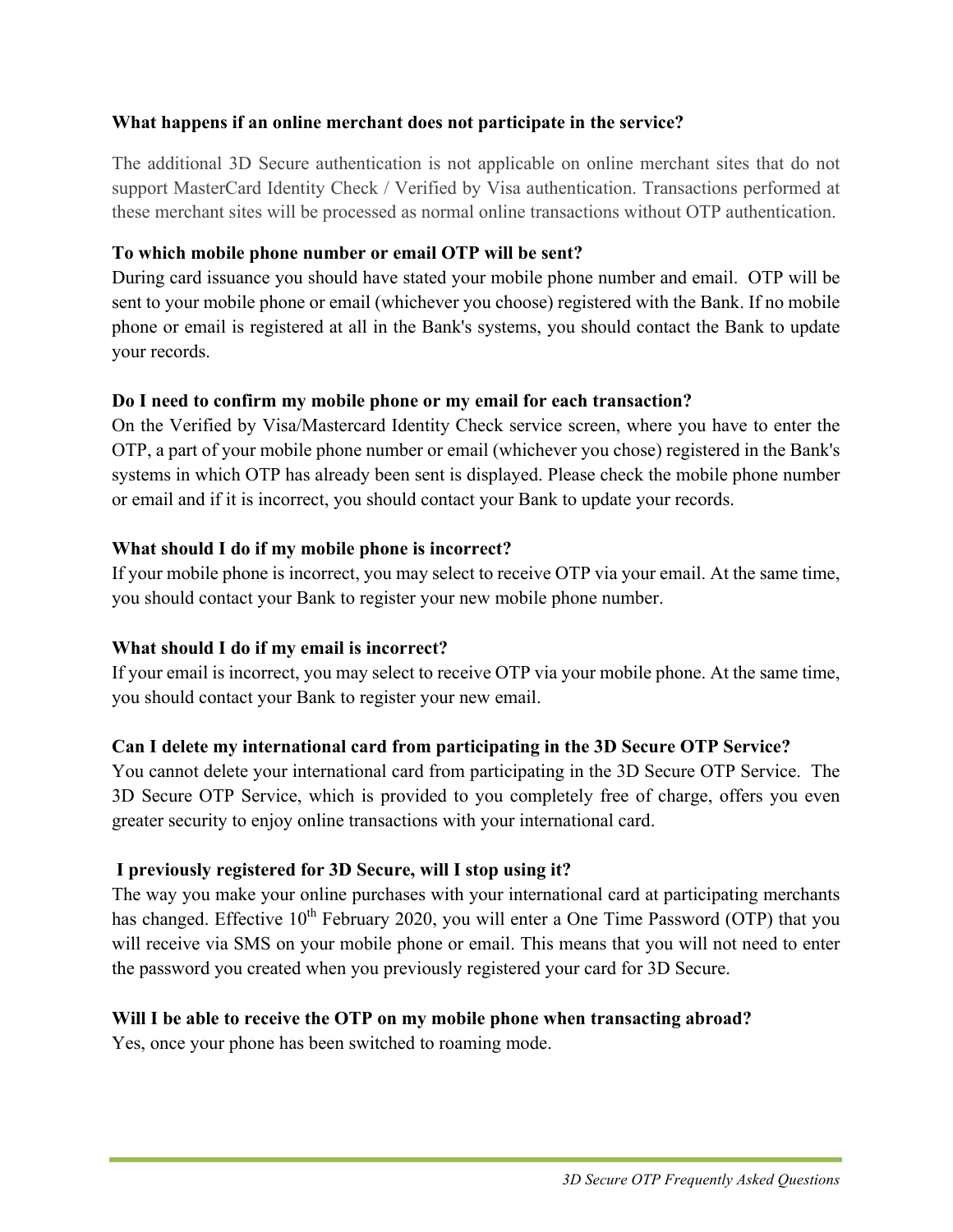**What happens if an online merchant does not participate in the service?**

The additional 3D Secure authentication is not applicable on online merchant sites that do not support MasterCard Identity Check / Verified by Visa authentication. Transactions performed at these merchant sites will be processed as normal online transactions without OTP authentication.

**To which mobile phone number or email OTP will be sent?**

During card issuance you should have stated your mobile phone number and email. OTP will be sent to your mobile phone or email (whichever you choose) registered with the Bank. If no mobile phone or email is registered at all in the Bank's systems, you should contact the Bank to update your records.

**Do I need to confirm my mobile phone or my email for each transaction?**

On the Verified by Visa/Mastercard Identity Check service screen, where you have to enter the OTP, a part of your mobile phone number or email (whichever you chose) registered in the Bank's systems in which OTP has already been sent is displayed. Please check the mobile phone number or email and if it is incorrect, you should contact your Bank to update your records.

**What should I do if my mobile phone is incorrect?**

If your mobile phone is incorrect, you may select to receive OTP via your email. At the same time, you should contact your Bank to register your new mobile phone number.

**What should I do if my email is incorrect?**

If your email is incorrect, you may select to receive OTP via your mobile phone. At the same time, you should contact your Bank to register your new email.

**Can I delete my international card from participating in the 3D Secure OTP Service?**

You cannot delete your international card from participating in the 3D Secure OTP Service. The 3D Secure OTP Service, which is provided to you completely free of charge, offers you even greater security to enjoy online transactions with your international card.

**I previously registered for 3D Secure, will I stop using it?**

The way you make your online purchases with your international card at participating merchants has changed. Effective 10th February 2020, you will enter a One Time Password (OTP) that you will receive via SMS on your mobile phone or email. This means that you will not need to enter the password you created when you previously registered your card for 3D Secure.

**Will I be able to receive the OTP on my mobile phone when transacting abroad?**

Yes, once your phone has been switched to roaming mode.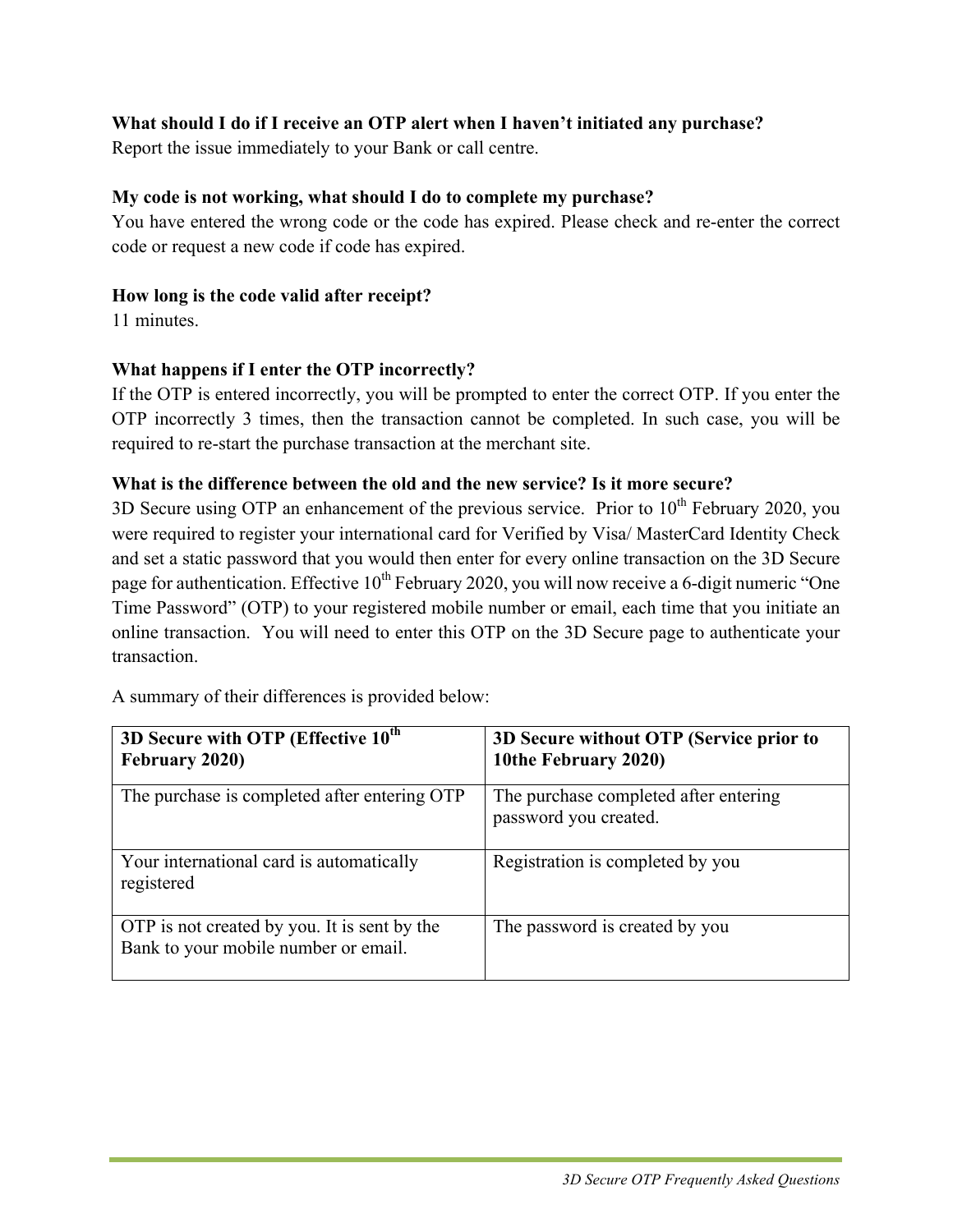**What should I do if I receive an OTP alert when I haven't initiated any purchase?**
Report the issue immediately to your Bank or call centre.

**My code is not working, what should I do to complete my purchase?**
You have entered the wrong code or the code has expired. Please check and re-enter the correct code or request a new code if code has expired.

**How long is the code valid after receipt?**
11 minutes.

**What happens if I enter the OTP incorrectly?**
If the OTP is entered incorrectly, you will be prompted to enter the correct OTP. If you enter the OTP incorrectly 3 times, then the transaction cannot be completed. In such case, you will be required to re-start the purchase transaction at the merchant site.

**What is the difference between the old and the new service? Is it more secure?**
3D Secure using OTP an enhancement of the previous service. Prior to 10th February 2020, you were required to register your international card for Verified by Visa/ MasterCard Identity Check and set a static password that you would then enter for every online transaction on the 3D Secure page for authentication. Effective 10th February 2020, you will now receive a 6-digit numeric "One Time Password" (OTP) to your registered mobile number or email, each time that you initiate an online transaction. You will need to enter this OTP on the 3D Secure page to authenticate your transaction.

A summary of their differences is provided below:

| **3D Secure with OTP (Effective 10th February 2020)** | **3D Secure without OTP (Service prior to 10the February 2020)** |
|---|---|
| The purchase is completed after entering OTP | The purchase completed after entering password you created. |
| Your international card is automatically registered | Registration is completed by you |
| OTP is not created by you. It is sent by the Bank to your mobile number or email. | The password is created by you |